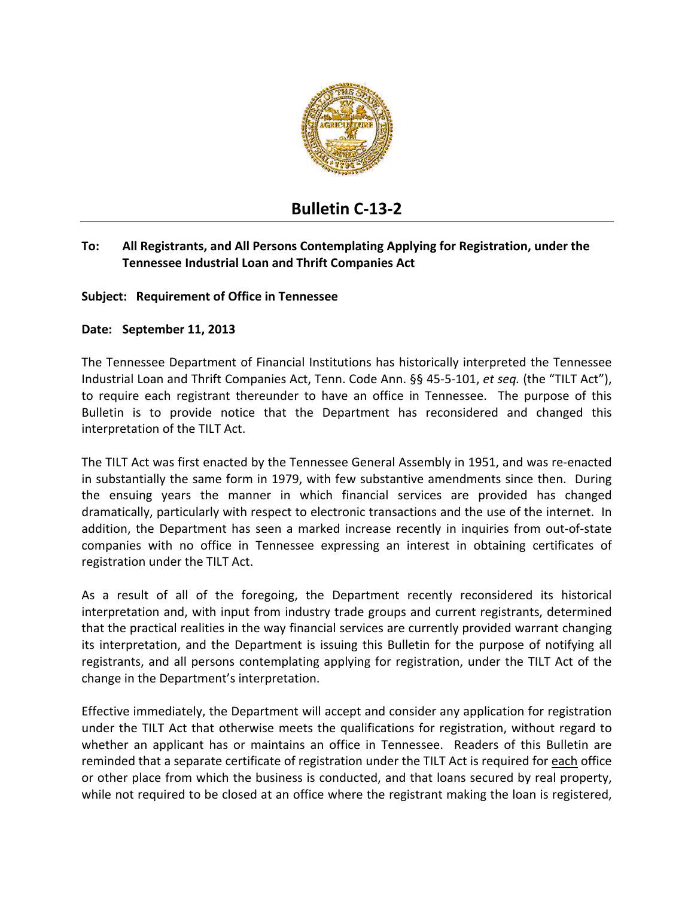# Bulletin C-13-2

**To: All Registrants, and All Persons Contemplating Applying for Registration, under the Tennessee Industrial Loan and Thrift Companies Act**

**Subject: Requirement of Office in Tennessee**

**Date: September 11, 2013**

The Tennessee Department of Financial Institutions has historically interpreted the Tennessee Industrial Loan and Thrift Companies Act, Tenn. Code Ann. §§ 45-5-101, *et seq.* (the "TILT Act"), to require each registrant thereunder to have an office in Tennessee. The purpose of this Bulletin is to provide notice that the Department has reconsidered and changed this interpretation of the TILT Act.

The TILT Act was first enacted by the Tennessee General Assembly in 1951, and was re-enacted in substantially the same form in 1979, with few substantive amendments since then. During the ensuing years the manner in which financial services are provided has changed dramatically, particularly with respect to electronic transactions and the use of the internet. In addition, the Department has seen a marked increase recently in inquiries from out-of-state companies with no office in Tennessee expressing an interest in obtaining certificates of registration under the TILT Act.

As a result of all of the foregoing, the Department recently reconsidered its historical interpretation and, with input from industry trade groups and current registrants, determined that the practical realities in the way financial services are currently provided warrant changing its interpretation, and the Department is issuing this Bulletin for the purpose of notifying all registrants, and all persons contemplating applying for registration, under the TILT Act of the change in the Department's interpretation.

Effective immediately, the Department will accept and consider any application for registration under the TILT Act that otherwise meets the qualifications for registration, without regard to whether an applicant has or maintains an office in Tennessee. Readers of this Bulletin are reminded that a separate certificate of registration under the TILT Act is required for <u>each</u> office or other place from which the business is conducted, and that loans secured by real property, while not required to be closed at an office where the registrant making the loan is registered,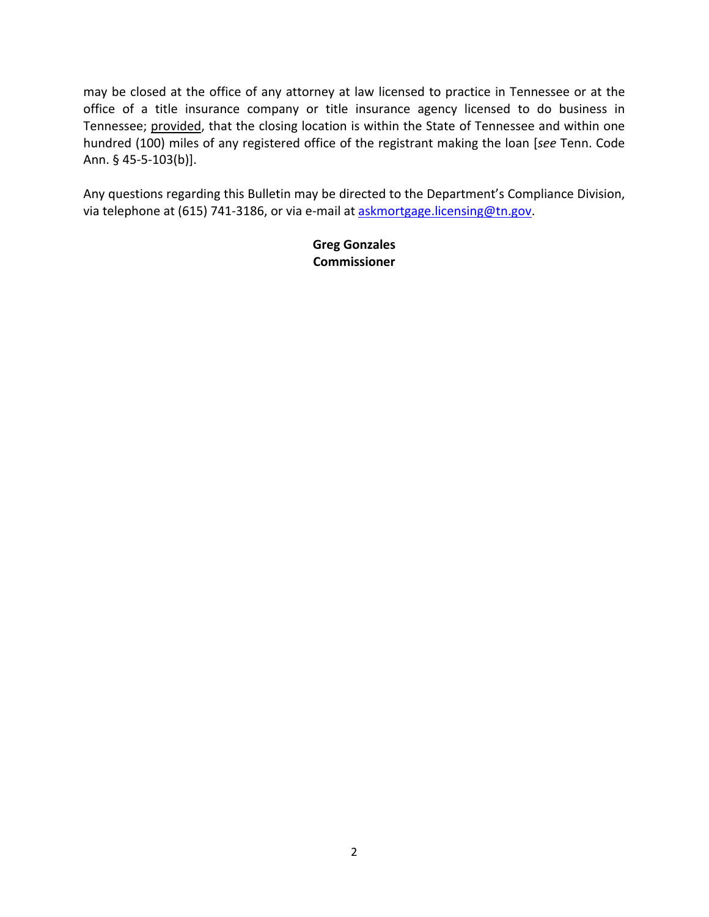may be closed at the office of any attorney at law licensed to practice in Tennessee or at the office of a title insurance company or title insurance agency licensed to do business in Tennessee; provided, that the closing location is within the State of Tennessee and within one hundred (100) miles of any registered office of the registrant making the loan [*see* Tenn. Code Ann. § 45-5-103(b)].

Any questions regarding this Bulletin may be directed to the Department's Compliance Division, via telephone at (615) 741-3186, or via e-mail at askmortgage.licensing@tn.gov.

**Greg Gonzales**
**Commissioner**